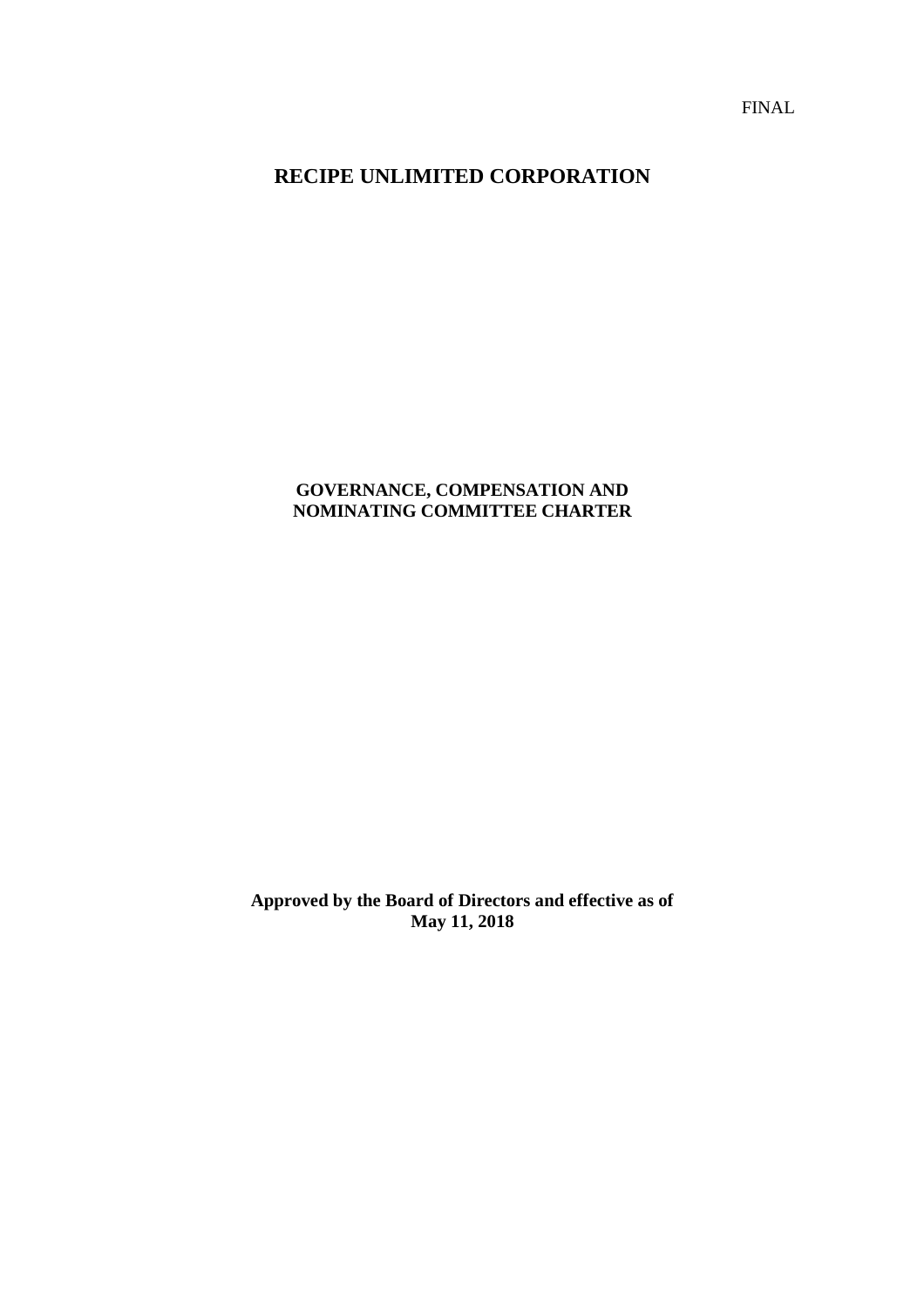FINAL

# RECIPE UNLIMITED CORPORATION

## GOVERNANCE, COMPENSATION AND NOMINATING COMMITTEE CHARTER

**Approved by the Board of Directors and effective as of May 11, 2018**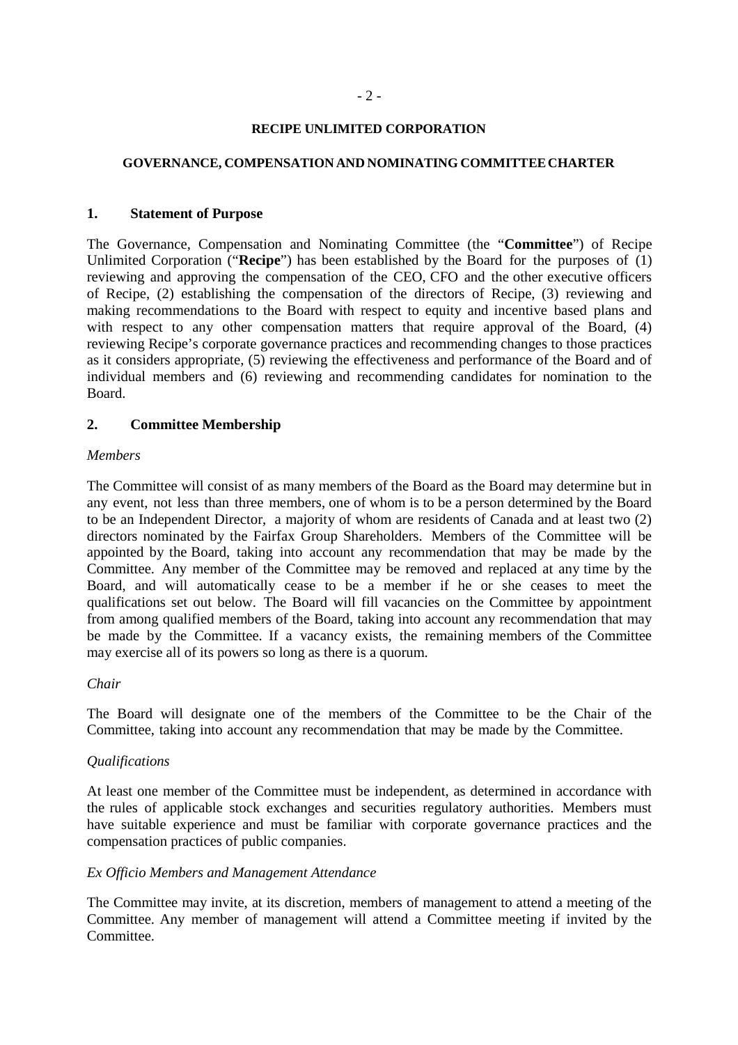**RECIPE UNLIMITED CORPORATION**

**GOVERNANCE, COMPENSATION AND NOMINATING COMMITTEE CHARTER**

## 1. Statement of Purpose

The Governance, Compensation and Nominating Committee (the "**Committee**") of Recipe Unlimited Corporation ("**Recipe**") has been established by the Board for the purposes of (1) reviewing and approving the compensation of the CEO, CFO and the other executive officers of Recipe, (2) establishing the compensation of the directors of Recipe, (3) reviewing and making recommendations to the Board with respect to equity and incentive based plans and with respect to any other compensation matters that require approval of the Board, (4) reviewing Recipe's corporate governance practices and recommending changes to those practices as it considers appropriate, (5) reviewing the effectiveness and performance of the Board and of individual members and (6) reviewing and recommending candidates for nomination to the Board.

## 2. Committee Membership

*Members*

The Committee will consist of as many members of the Board as the Board may determine but in any event, not less than three members, one of whom is to be a person determined by the Board to be an Independent Director, a majority of whom are residents of Canada and at least two (2) directors nominated by the Fairfax Group Shareholders. Members of the Committee will be appointed by the Board, taking into account any recommendation that may be made by the Committee. Any member of the Committee may be removed and replaced at any time by the Board, and will automatically cease to be a member if he or she ceases to meet the qualifications set out below. The Board will fill vacancies on the Committee by appointment from among qualified members of the Board, taking into account any recommendation that may be made by the Committee. If a vacancy exists, the remaining members of the Committee may exercise all of its powers so long as there is a quorum.

*Chair*

The Board will designate one of the members of the Committee to be the Chair of the Committee, taking into account any recommendation that may be made by the Committee.

*Qualifications*

At least one member of the Committee must be independent, as determined in accordance with the rules of applicable stock exchanges and securities regulatory authorities. Members must have suitable experience and must be familiar with corporate governance practices and the compensation practices of public companies.

*Ex Officio Members and Management Attendance*

The Committee may invite, at its discretion, members of management to attend a meeting of the Committee. Any member of management will attend a Committee meeting if invited by the Committee.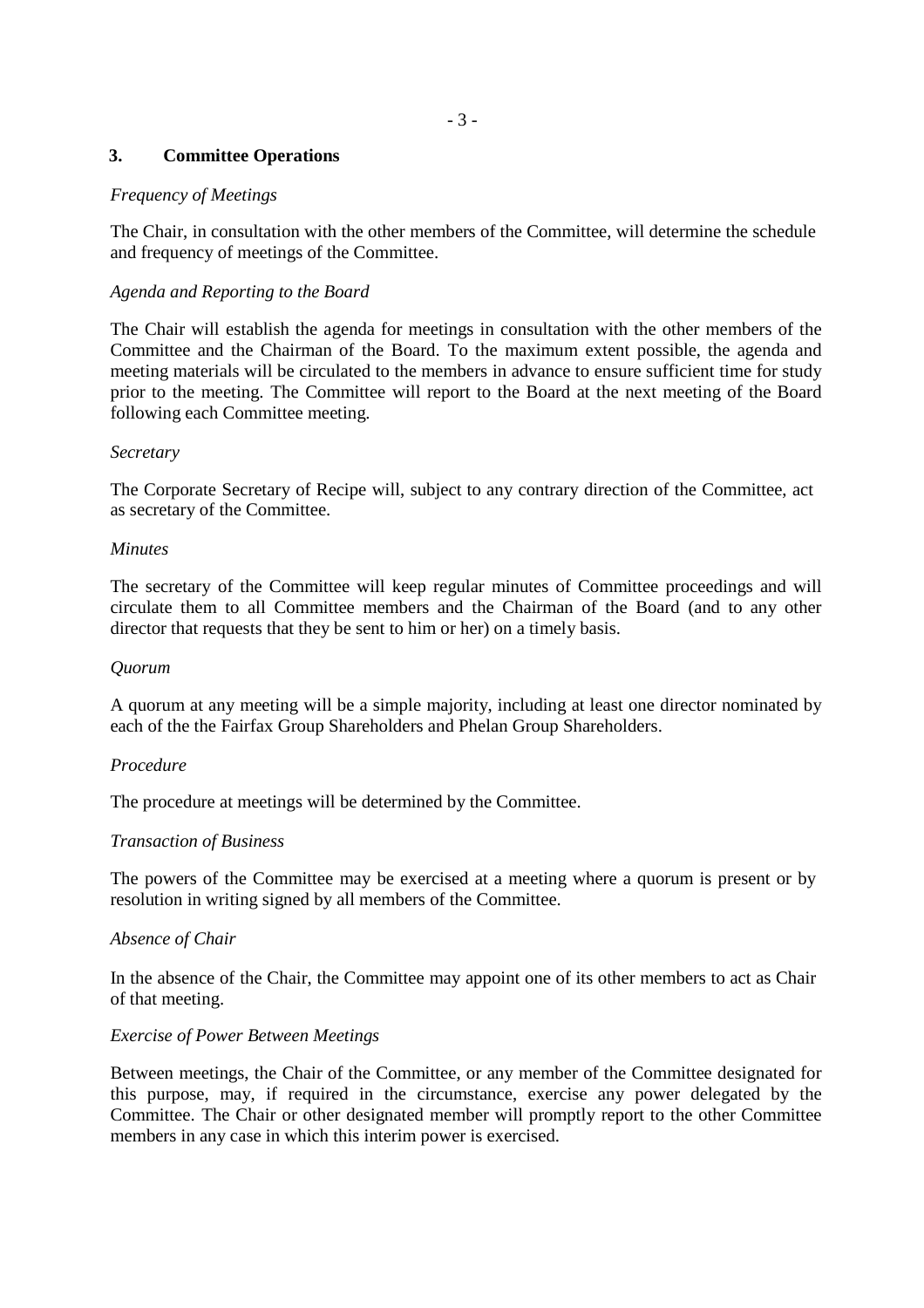## 3. Committee Operations

*Frequency of Meetings*

The Chair, in consultation with the other members of the Committee, will determine the schedule and frequency of meetings of the Committee.

*Agenda and Reporting to the Board*

The Chair will establish the agenda for meetings in consultation with the other members of the Committee and the Chairman of the Board. To the maximum extent possible, the agenda and meeting materials will be circulated to the members in advance to ensure sufficient time for study prior to the meeting. The Committee will report to the Board at the next meeting of the Board following each Committee meeting.

*Secretary*

The Corporate Secretary of Recipe will, subject to any contrary direction of the Committee, act as secretary of the Committee.

*Minutes*

The secretary of the Committee will keep regular minutes of Committee proceedings and will circulate them to all Committee members and the Chairman of the Board (and to any other director that requests that they be sent to him or her) on a timely basis.

*Quorum*

A quorum at any meeting will be a simple majority, including at least one director nominated by each of the the Fairfax Group Shareholders and Phelan Group Shareholders.

*Procedure*

The procedure at meetings will be determined by the Committee.

*Transaction of Business*

The powers of the Committee may be exercised at a meeting where a quorum is present or by resolution in writing signed by all members of the Committee.

*Absence of Chair*

In the absence of the Chair, the Committee may appoint one of its other members to act as Chair of that meeting.

*Exercise of Power Between Meetings*

Between meetings, the Chair of the Committee, or any member of the Committee designated for this purpose, may, if required in the circumstance, exercise any power delegated by the Committee. The Chair or other designated member will promptly report to the other Committee members in any case in which this interim power is exercised.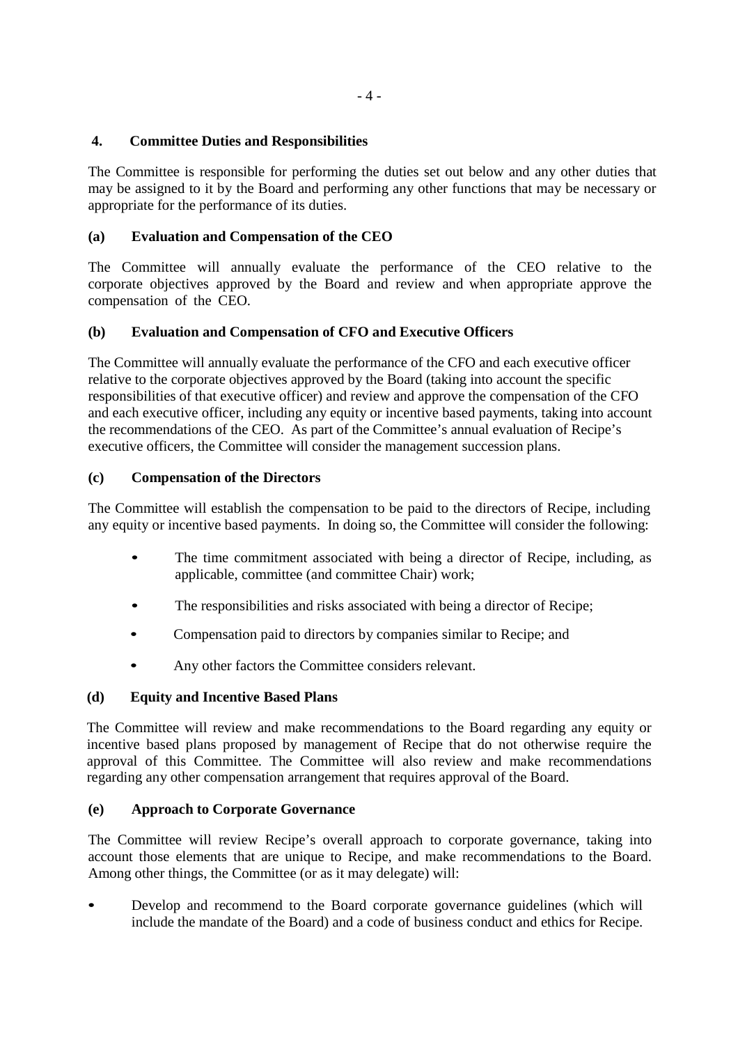## 4. Committee Duties and Responsibilities

The Committee is responsible for performing the duties set out below and any other duties that may be assigned to it by the Board and performing any other functions that may be necessary or appropriate for the performance of its duties.

### (a) Evaluation and Compensation of the CEO

The Committee will annually evaluate the performance of the CEO relative to the corporate objectives approved by the Board and review and when appropriate approve the compensation of the CEO.

### (b) Evaluation and Compensation of CFO and Executive Officers

The Committee will annually evaluate the performance of the CFO and each executive officer relative to the corporate objectives approved by the Board (taking into account the specific responsibilities of that executive officer) and review and approve the compensation of the CFO and each executive officer, including any equity or incentive based payments, taking into account the recommendations of the CEO. As part of the Committee's annual evaluation of Recipe's executive officers, the Committee will consider the management succession plans.

### (c) Compensation of the Directors

The Committee will establish the compensation to be paid to the directors of Recipe, including any equity or incentive based payments. In doing so, the Committee will consider the following:

- The time commitment associated with being a director of Recipe, including, as applicable, committee (and committee Chair) work;
- The responsibilities and risks associated with being a director of Recipe;
- Compensation paid to directors by companies similar to Recipe; and
- Any other factors the Committee considers relevant.

### (d) Equity and Incentive Based Plans

The Committee will review and make recommendations to the Board regarding any equity or incentive based plans proposed by management of Recipe that do not otherwise require the approval of this Committee. The Committee will also review and make recommendations regarding any other compensation arrangement that requires approval of the Board.

### (e) Approach to Corporate Governance

The Committee will review Recipe's overall approach to corporate governance, taking into account those elements that are unique to Recipe, and make recommendations to the Board. Among other things, the Committee (or as it may delegate) will:

- Develop and recommend to the Board corporate governance guidelines (which will include the mandate of the Board) and a code of business conduct and ethics for Recipe.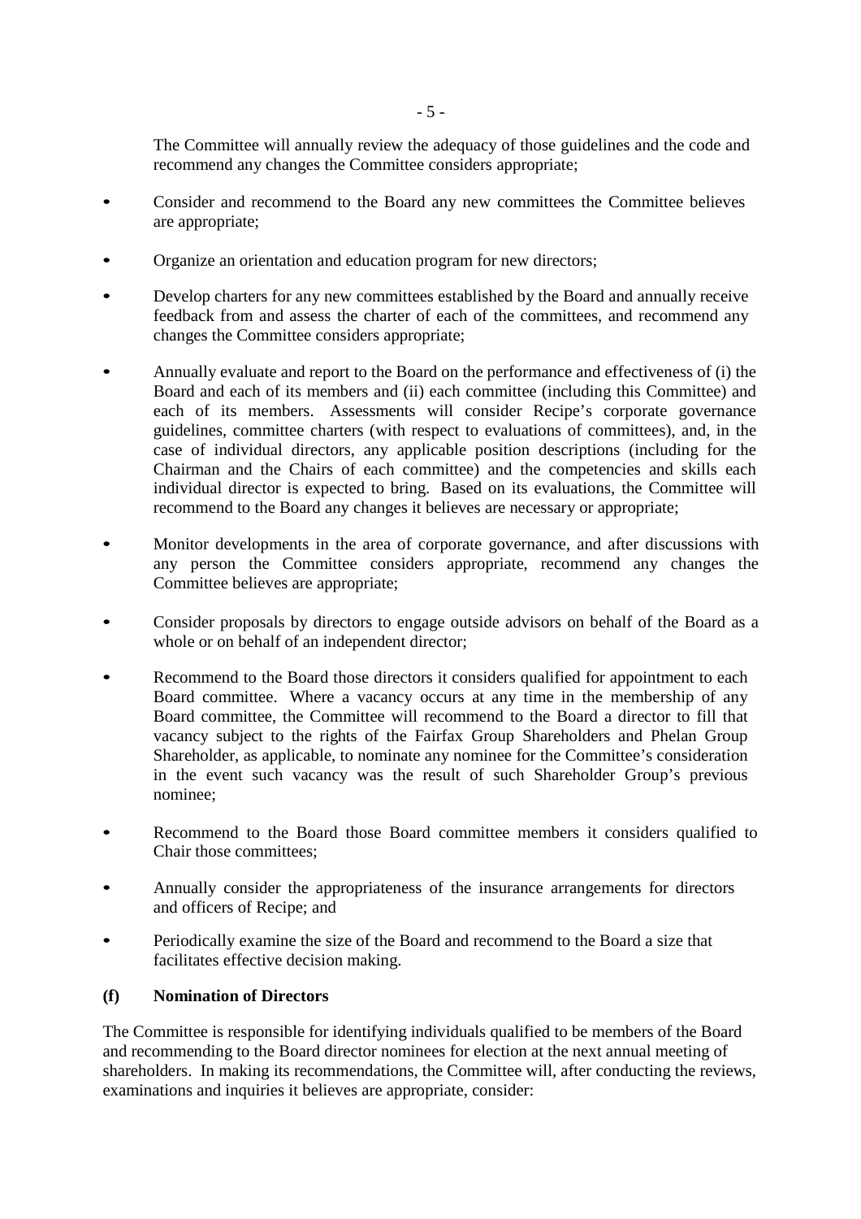The Committee will annually review the adequacy of those guidelines and the code and recommend any changes the Committee considers appropriate;

- Consider and recommend to the Board any new committees the Committee believes are appropriate;
- Organize an orientation and education program for new directors;
- Develop charters for any new committees established by the Board and annually receive feedback from and assess the charter of each of the committees, and recommend any changes the Committee considers appropriate;
- Annually evaluate and report to the Board on the performance and effectiveness of (i) the Board and each of its members and (ii) each committee (including this Committee) and each of its members. Assessments will consider Recipe's corporate governance guidelines, committee charters (with respect to evaluations of committees), and, in the case of individual directors, any applicable position descriptions (including for the Chairman and the Chairs of each committee) and the competencies and skills each individual director is expected to bring. Based on its evaluations, the Committee will recommend to the Board any changes it believes are necessary or appropriate;
- Monitor developments in the area of corporate governance, and after discussions with any person the Committee considers appropriate, recommend any changes the Committee believes are appropriate;
- Consider proposals by directors to engage outside advisors on behalf of the Board as a whole or on behalf of an independent director;
- Recommend to the Board those directors it considers qualified for appointment to each Board committee. Where a vacancy occurs at any time in the membership of any Board committee, the Committee will recommend to the Board a director to fill that vacancy subject to the rights of the Fairfax Group Shareholders and Phelan Group Shareholder, as applicable, to nominate any nominee for the Committee's consideration in the event such vacancy was the result of such Shareholder Group's previous nominee;
- Recommend to the Board those Board committee members it considers qualified to Chair those committees;
- Annually consider the appropriateness of the insurance arrangements for directors and officers of Recipe; and
- Periodically examine the size of the Board and recommend to the Board a size that facilitates effective decision making.

**(f) Nomination of Directors**

The Committee is responsible for identifying individuals qualified to be members of the Board and recommending to the Board director nominees for election at the next annual meeting of shareholders. In making its recommendations, the Committee will, after conducting the reviews, examinations and inquiries it believes are appropriate, consider: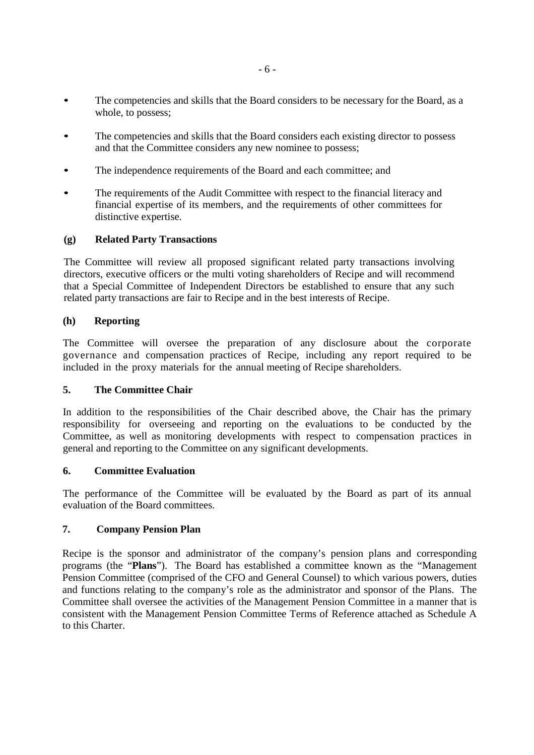- The competencies and skills that the Board considers to be necessary for the Board, as a whole, to possess;
- The competencies and skills that the Board considers each existing director to possess and that the Committee considers any new nominee to possess;
- The independence requirements of the Board and each committee; and
- The requirements of the Audit Committee with respect to the financial literacy and financial expertise of its members, and the requirements of other committees for distinctive expertise.

### (g) Related Party Transactions

The Committee will review all proposed significant related party transactions involving directors, executive officers or the multi voting shareholders of Recipe and will recommend that a Special Committee of Independent Directors be established to ensure that any such related party transactions are fair to Recipe and in the best interests of Recipe.

### (h) Reporting

The Committee will oversee the preparation of any disclosure about the corporate governance and compensation practices of Recipe, including any report required to be included in the proxy materials for the annual meeting of Recipe shareholders.

## 5. The Committee Chair

In addition to the responsibilities of the Chair described above, the Chair has the primary responsibility for overseeing and reporting on the evaluations to be conducted by the Committee, as well as monitoring developments with respect to compensation practices in general and reporting to the Committee on any significant developments.

## 6. Committee Evaluation

The performance of the Committee will be evaluated by the Board as part of its annual evaluation of the Board committees.

## 7. Company Pension Plan

Recipe is the sponsor and administrator of the company's pension plans and corresponding programs (the "**Plans**"). The Board has established a committee known as the "Management Pension Committee (comprised of the CFO and General Counsel) to which various powers, duties and functions relating to the company's role as the administrator and sponsor of the Plans. The Committee shall oversee the activities of the Management Pension Committee in a manner that is consistent with the Management Pension Committee Terms of Reference attached as Schedule A to this Charter.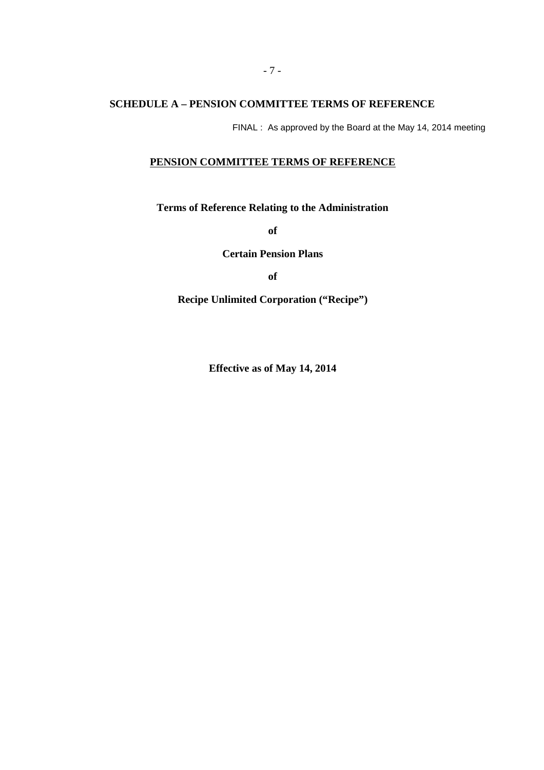## SCHEDULE A – PENSION COMMITTEE TERMS OF REFERENCE

FINAL : As approved by the Board at the May 14, 2014 meeting

# PENSION COMMITTEE TERMS OF REFERENCE

**Terms of Reference Relating to the Administration**

**of**

**Certain Pension Plans**

**of**

**Recipe Unlimited Corporation ("Recipe")**

**Effective as of May 14, 2014**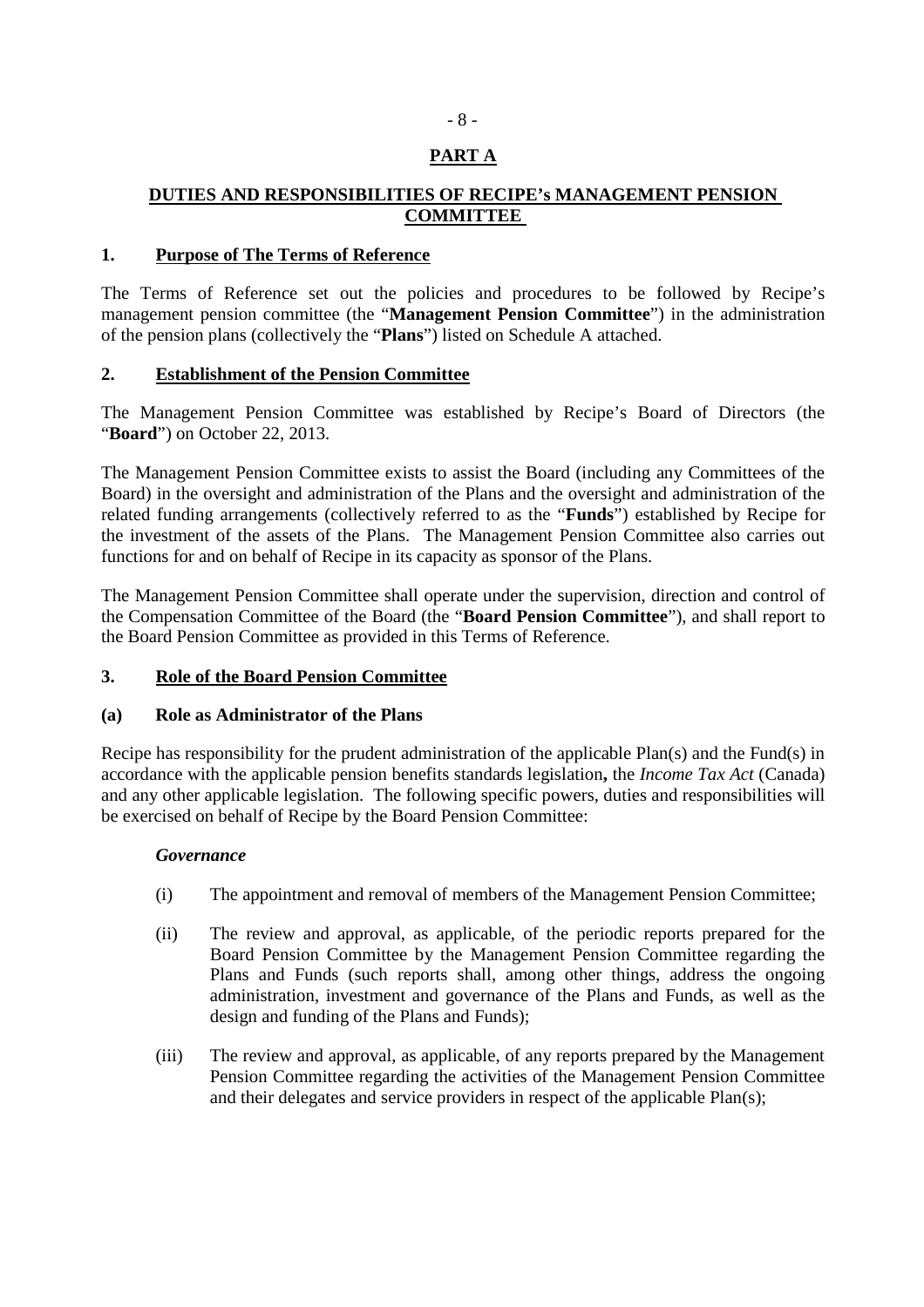## PART A

## DUTIES AND RESPONSIBILITIES OF RECIPE's MANAGEMENT PENSION COMMITTEE

### 1. Purpose of The Terms of Reference

The Terms of Reference set out the policies and procedures to be followed by Recipe's management pension committee (the "**Management Pension Committee**") in the administration of the pension plans (collectively the "**Plans**") listed on Schedule A attached.

### 2. Establishment of the Pension Committee

The Management Pension Committee was established by Recipe's Board of Directors (the "**Board**") on October 22, 2013.

The Management Pension Committee exists to assist the Board (including any Committees of the Board) in the oversight and administration of the Plans and the oversight and administration of the related funding arrangements (collectively referred to as the "**Funds**") established by Recipe for the investment of the assets of the Plans. The Management Pension Committee also carries out functions for and on behalf of Recipe in its capacity as sponsor of the Plans.

The Management Pension Committee shall operate under the supervision, direction and control of the Compensation Committee of the Board (the "**Board Pension Committee**"), and shall report to the Board Pension Committee as provided in this Terms of Reference.

### 3. Role of the Board Pension Committee

#### (a) Role as Administrator of the Plans

Recipe has responsibility for the prudent administration of the applicable Plan(s) and the Fund(s) in accordance with the applicable pension benefits standards legislation**,** the *Income Tax Act* (Canada) and any other applicable legislation. The following specific powers, duties and responsibilities will be exercised on behalf of Recipe by the Board Pension Committee:

***Governance***

(i) The appointment and removal of members of the Management Pension Committee;

(ii) The review and approval, as applicable, of the periodic reports prepared for the Board Pension Committee by the Management Pension Committee regarding the Plans and Funds (such reports shall, among other things, address the ongoing administration, investment and governance of the Plans and Funds, as well as the design and funding of the Plans and Funds);

(iii) The review and approval, as applicable, of any reports prepared by the Management Pension Committee regarding the activities of the Management Pension Committee and their delegates and service providers in respect of the applicable Plan(s);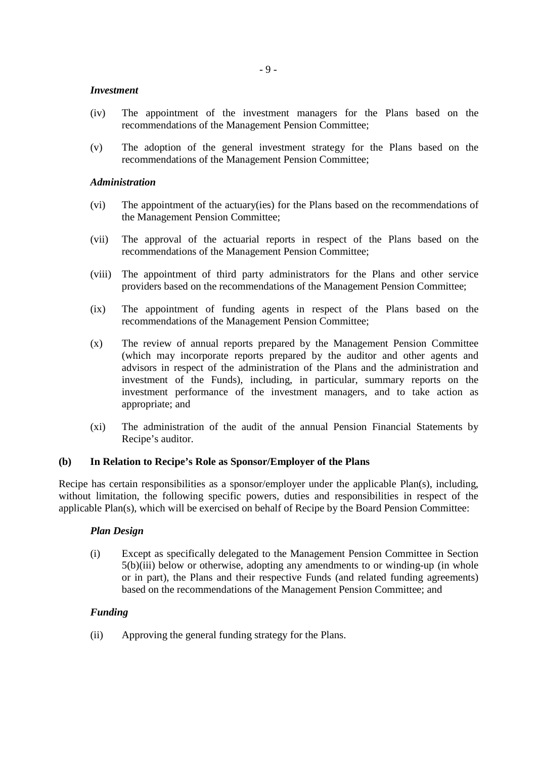*Investment*

(iv) The appointment of the investment managers for the Plans based on the recommendations of the Management Pension Committee;

(v) The adoption of the general investment strategy for the Plans based on the recommendations of the Management Pension Committee;

*Administration*

(vi) The appointment of the actuary(ies) for the Plans based on the recommendations of the Management Pension Committee;

(vii) The approval of the actuarial reports in respect of the Plans based on the recommendations of the Management Pension Committee;

(viii) The appointment of third party administrators for the Plans and other service providers based on the recommendations of the Management Pension Committee;

(ix) The appointment of funding agents in respect of the Plans based on the recommendations of the Management Pension Committee;

(x) The review of annual reports prepared by the Management Pension Committee (which may incorporate reports prepared by the auditor and other agents and advisors in respect of the administration of the Plans and the administration and investment of the Funds), including, in particular, summary reports on the investment performance of the investment managers, and to take action as appropriate; and

(xi) The administration of the audit of the annual Pension Financial Statements by Recipe's auditor.

**(b) In Relation to Recipe's Role as Sponsor/Employer of the Plans**

Recipe has certain responsibilities as a sponsor/employer under the applicable Plan(s), including, without limitation, the following specific powers, duties and responsibilities in respect of the applicable Plan(s), which will be exercised on behalf of Recipe by the Board Pension Committee:

*Plan Design*

(i) Except as specifically delegated to the Management Pension Committee in Section 5(b)(iii) below or otherwise, adopting any amendments to or winding-up (in whole or in part), the Plans and their respective Funds (and related funding agreements) based on the recommendations of the Management Pension Committee; and

*Funding*

(ii) Approving the general funding strategy for the Plans.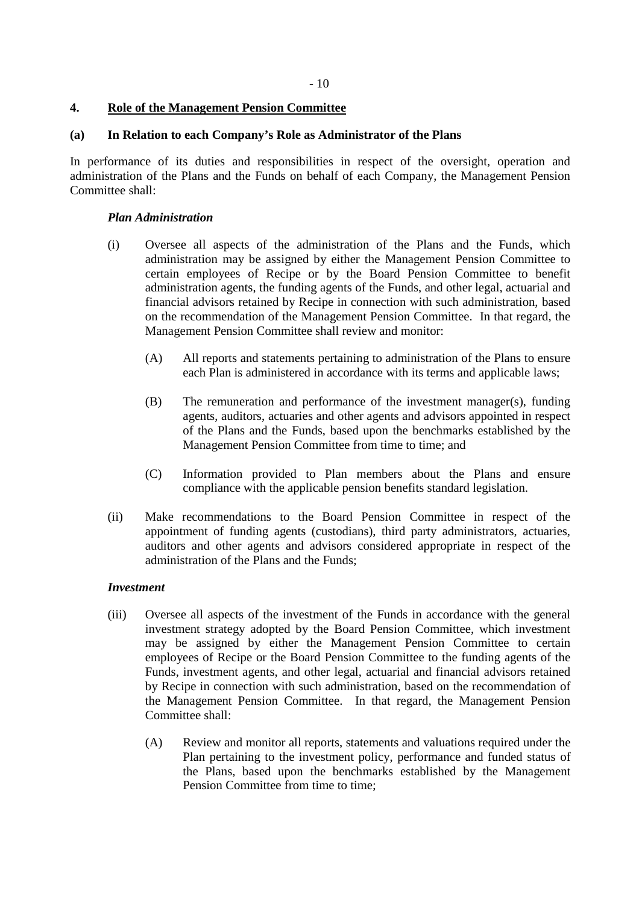## 4. Role of the Management Pension Committee

### (a) In Relation to each Company's Role as Administrator of the Plans

In performance of its duties and responsibilities in respect of the oversight, operation and administration of the Plans and the Funds on behalf of each Company, the Management Pension Committee shall:

***Plan Administration***

(i) Oversee all aspects of the administration of the Plans and the Funds, which administration may be assigned by either the Management Pension Committee to certain employees of Recipe or by the Board Pension Committee to benefit administration agents, the funding agents of the Funds, and other legal, actuarial and financial advisors retained by Recipe in connection with such administration, based on the recommendation of the Management Pension Committee. In that regard, the Management Pension Committee shall review and monitor:

(A) All reports and statements pertaining to administration of the Plans to ensure each Plan is administered in accordance with its terms and applicable laws;

(B) The remuneration and performance of the investment manager(s), funding agents, auditors, actuaries and other agents and advisors appointed in respect of the Plans and the Funds, based upon the benchmarks established by the Management Pension Committee from time to time; and

(C) Information provided to Plan members about the Plans and ensure compliance with the applicable pension benefits standard legislation.

(ii) Make recommendations to the Board Pension Committee in respect of the appointment of funding agents (custodians), third party administrators, actuaries, auditors and other agents and advisors considered appropriate in respect of the administration of the Plans and the Funds;

***Investment***

(iii) Oversee all aspects of the investment of the Funds in accordance with the general investment strategy adopted by the Board Pension Committee, which investment may be assigned by either the Management Pension Committee to certain employees of Recipe or the Board Pension Committee to the funding agents of the Funds, investment agents, and other legal, actuarial and financial advisors retained by Recipe in connection with such administration, based on the recommendation of the Management Pension Committee. In that regard, the Management Pension Committee shall:

(A) Review and monitor all reports, statements and valuations required under the Plan pertaining to the investment policy, performance and funded status of the Plans, based upon the benchmarks established by the Management Pension Committee from time to time;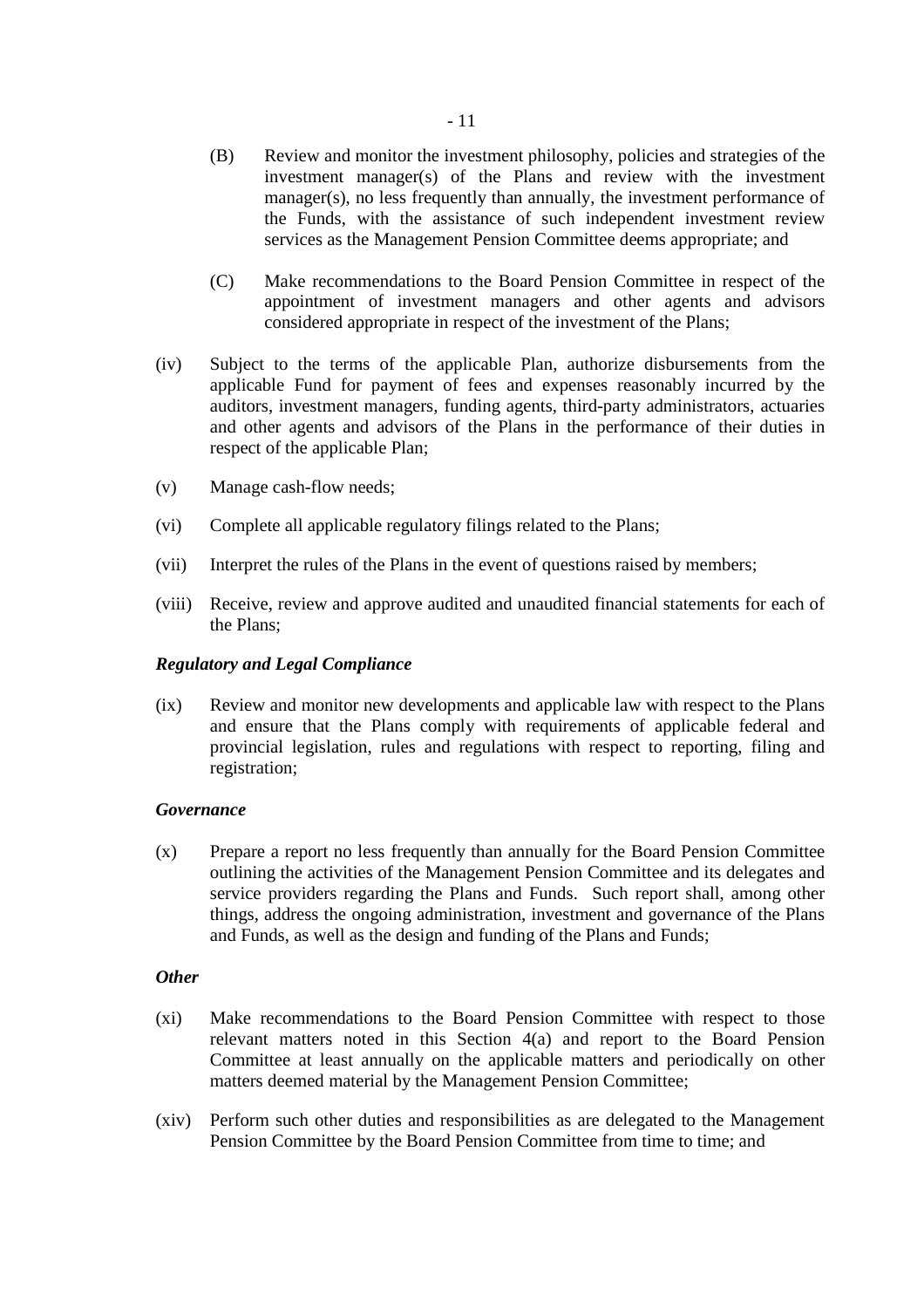(B) Review and monitor the investment philosophy, policies and strategies of the investment manager(s) of the Plans and review with the investment manager(s), no less frequently than annually, the investment performance of the Funds, with the assistance of such independent investment review services as the Management Pension Committee deems appropriate; and

(C) Make recommendations to the Board Pension Committee in respect of the appointment of investment managers and other agents and advisors considered appropriate in respect of the investment of the Plans;

(iv) Subject to the terms of the applicable Plan, authorize disbursements from the applicable Fund for payment of fees and expenses reasonably incurred by the auditors, investment managers, funding agents, third-party administrators, actuaries and other agents and advisors of the Plans in the performance of their duties in respect of the applicable Plan;

(v) Manage cash-flow needs;

(vi) Complete all applicable regulatory filings related to the Plans;

(vii) Interpret the rules of the Plans in the event of questions raised by members;

(viii) Receive, review and approve audited and unaudited financial statements for each of the Plans;

***Regulatory and Legal Compliance***

(ix) Review and monitor new developments and applicable law with respect to the Plans and ensure that the Plans comply with requirements of applicable federal and provincial legislation, rules and regulations with respect to reporting, filing and registration;

***Governance***

(x) Prepare a report no less frequently than annually for the Board Pension Committee outlining the activities of the Management Pension Committee and its delegates and service providers regarding the Plans and Funds. Such report shall, among other things, address the ongoing administration, investment and governance of the Plans and Funds, as well as the design and funding of the Plans and Funds;

***Other***

(xi) Make recommendations to the Board Pension Committee with respect to those relevant matters noted in this Section 4(a) and report to the Board Pension Committee at least annually on the applicable matters and periodically on other matters deemed material by the Management Pension Committee;

(xiv) Perform such other duties and responsibilities as are delegated to the Management Pension Committee by the Board Pension Committee from time to time; and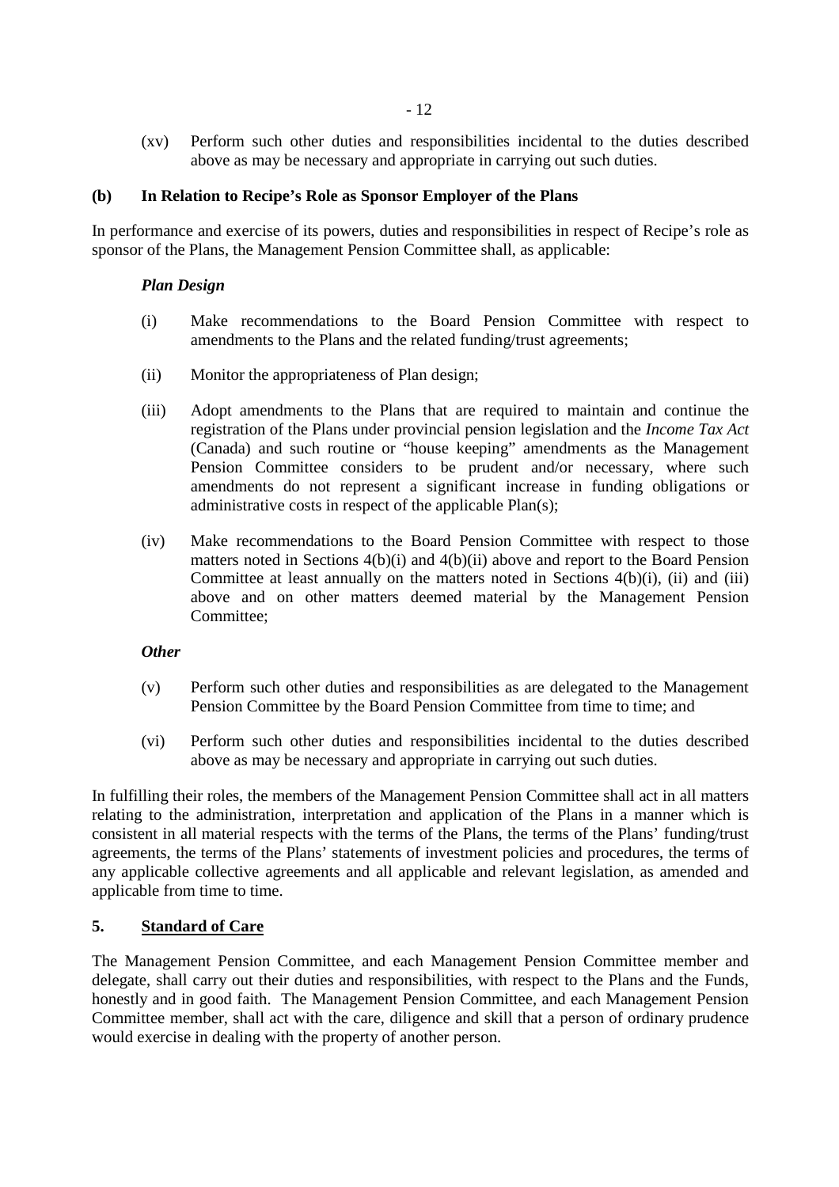(xv) Perform such other duties and responsibilities incidental to the duties described above as may be necessary and appropriate in carrying out such duties.

**(b) In Relation to Recipe's Role as Sponsor Employer of the Plans**

In performance and exercise of its powers, duties and responsibilities in respect of Recipe's role as sponsor of the Plans, the Management Pension Committee shall, as applicable:

***Plan Design***

(i) Make recommendations to the Board Pension Committee with respect to amendments to the Plans and the related funding/trust agreements;

(ii) Monitor the appropriateness of Plan design;

(iii) Adopt amendments to the Plans that are required to maintain and continue the registration of the Plans under provincial pension legislation and the *Income Tax Act* (Canada) and such routine or "house keeping" amendments as the Management Pension Committee considers to be prudent and/or necessary, where such amendments do not represent a significant increase in funding obligations or administrative costs in respect of the applicable Plan(s);

(iv) Make recommendations to the Board Pension Committee with respect to those matters noted in Sections 4(b)(i) and 4(b)(ii) above and report to the Board Pension Committee at least annually on the matters noted in Sections 4(b)(i), (ii) and (iii) above and on other matters deemed material by the Management Pension Committee;

***Other***

(v) Perform such other duties and responsibilities as are delegated to the Management Pension Committee by the Board Pension Committee from time to time; and

(vi) Perform such other duties and responsibilities incidental to the duties described above as may be necessary and appropriate in carrying out such duties.

In fulfilling their roles, the members of the Management Pension Committee shall act in all matters relating to the administration, interpretation and application of the Plans in a manner which is consistent in all material respects with the terms of the Plans, the terms of the Plans' funding/trust agreements, the terms of the Plans' statements of investment policies and procedures, the terms of any applicable collective agreements and all applicable and relevant legislation, as amended and applicable from time to time.

## 5. Standard of Care

The Management Pension Committee, and each Management Pension Committee member and delegate, shall carry out their duties and responsibilities, with respect to the Plans and the Funds, honestly and in good faith. The Management Pension Committee, and each Management Pension Committee member, shall act with the care, diligence and skill that a person of ordinary prudence would exercise in dealing with the property of another person.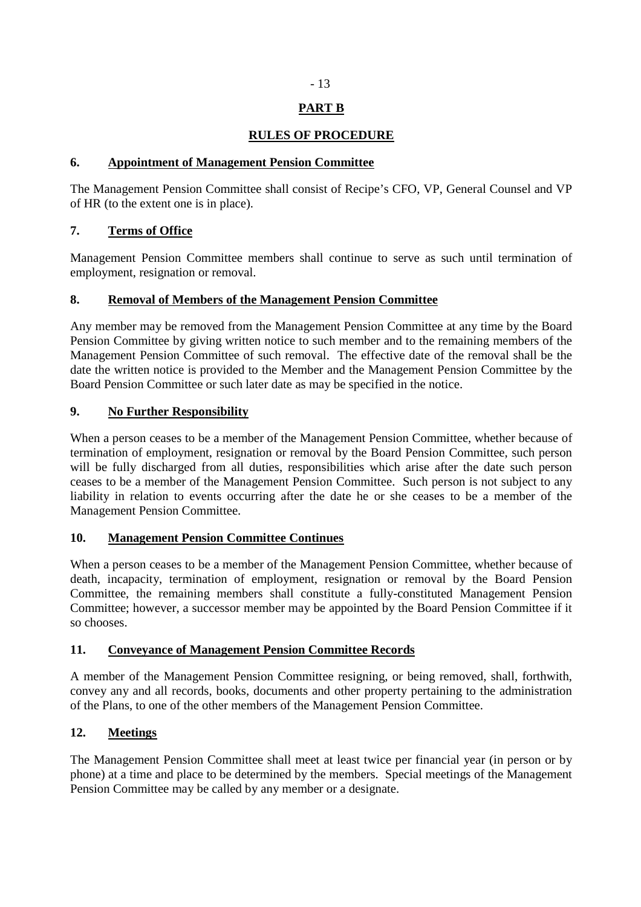## PART B

## RULES OF PROCEDURE

### 6. Appointment of Management Pension Committee

The Management Pension Committee shall consist of Recipe's CFO, VP, General Counsel and VP of HR (to the extent one is in place).

### 7. Terms of Office

Management Pension Committee members shall continue to serve as such until termination of employment, resignation or removal.

### 8. Removal of Members of the Management Pension Committee

Any member may be removed from the Management Pension Committee at any time by the Board Pension Committee by giving written notice to such member and to the remaining members of the Management Pension Committee of such removal. The effective date of the removal shall be the date the written notice is provided to the Member and the Management Pension Committee by the Board Pension Committee or such later date as may be specified in the notice.

### 9. No Further Responsibility

When a person ceases to be a member of the Management Pension Committee, whether because of termination of employment, resignation or removal by the Board Pension Committee, such person will be fully discharged from all duties, responsibilities which arise after the date such person ceases to be a member of the Management Pension Committee. Such person is not subject to any liability in relation to events occurring after the date he or she ceases to be a member of the Management Pension Committee.

### 10. Management Pension Committee Continues

When a person ceases to be a member of the Management Pension Committee, whether because of death, incapacity, termination of employment, resignation or removal by the Board Pension Committee, the remaining members shall constitute a fully-constituted Management Pension Committee; however, a successor member may be appointed by the Board Pension Committee if it so chooses.

### 11. Conveyance of Management Pension Committee Records

A member of the Management Pension Committee resigning, or being removed, shall, forthwith, convey any and all records, books, documents and other property pertaining to the administration of the Plans, to one of the other members of the Management Pension Committee.

### 12. Meetings

The Management Pension Committee shall meet at least twice per financial year (in person or by phone) at a time and place to be determined by the members. Special meetings of the Management Pension Committee may be called by any member or a designate.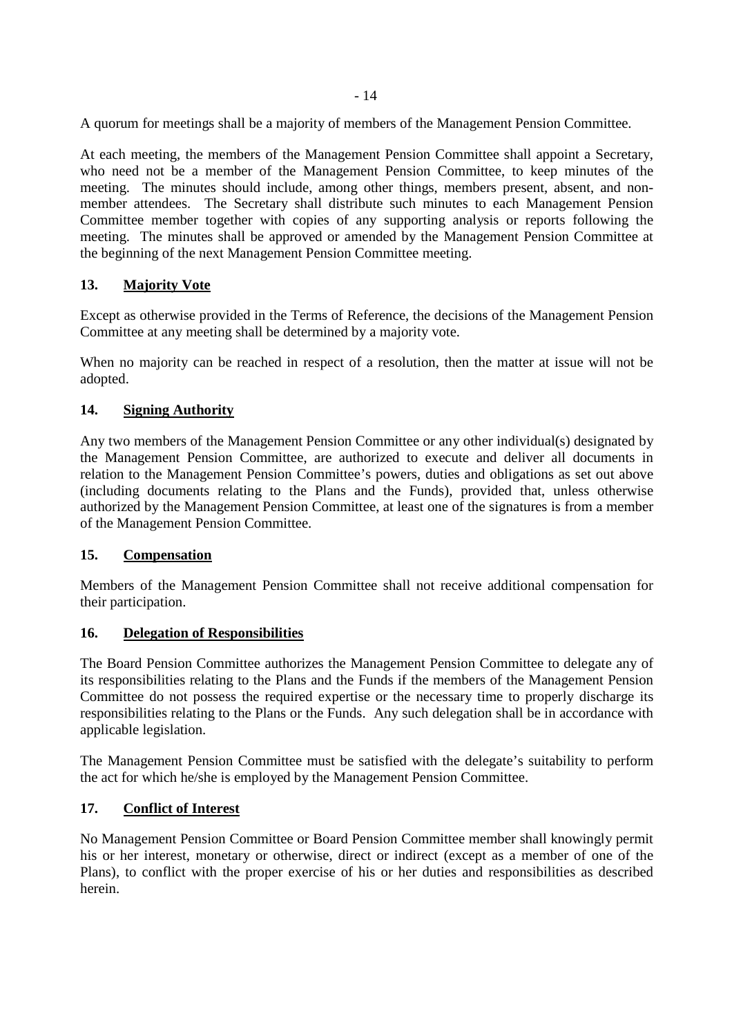A quorum for meetings shall be a majority of members of the Management Pension Committee.

At each meeting, the members of the Management Pension Committee shall appoint a Secretary, who need not be a member of the Management Pension Committee, to keep minutes of the meeting. The minutes should include, among other things, members present, absent, and non-member attendees. The Secretary shall distribute such minutes to each Management Pension Committee member together with copies of any supporting analysis or reports following the meeting. The minutes shall be approved or amended by the Management Pension Committee at the beginning of the next Management Pension Committee meeting.

## 13. Majority Vote

Except as otherwise provided in the Terms of Reference, the decisions of the Management Pension Committee at any meeting shall be determined by a majority vote.

When no majority can be reached in respect of a resolution, then the matter at issue will not be adopted.

## 14. Signing Authority

Any two members of the Management Pension Committee or any other individual(s) designated by the Management Pension Committee, are authorized to execute and deliver all documents in relation to the Management Pension Committee's powers, duties and obligations as set out above (including documents relating to the Plans and the Funds), provided that, unless otherwise authorized by the Management Pension Committee, at least one of the signatures is from a member of the Management Pension Committee.

## 15. Compensation

Members of the Management Pension Committee shall not receive additional compensation for their participation.

## 16. Delegation of Responsibilities

The Board Pension Committee authorizes the Management Pension Committee to delegate any of its responsibilities relating to the Plans and the Funds if the members of the Management Pension Committee do not possess the required expertise or the necessary time to properly discharge its responsibilities relating to the Plans or the Funds. Any such delegation shall be in accordance with applicable legislation.

The Management Pension Committee must be satisfied with the delegate's suitability to perform the act for which he/she is employed by the Management Pension Committee.

## 17. Conflict of Interest

No Management Pension Committee or Board Pension Committee member shall knowingly permit his or her interest, monetary or otherwise, direct or indirect (except as a member of one of the Plans), to conflict with the proper exercise of his or her duties and responsibilities as described herein.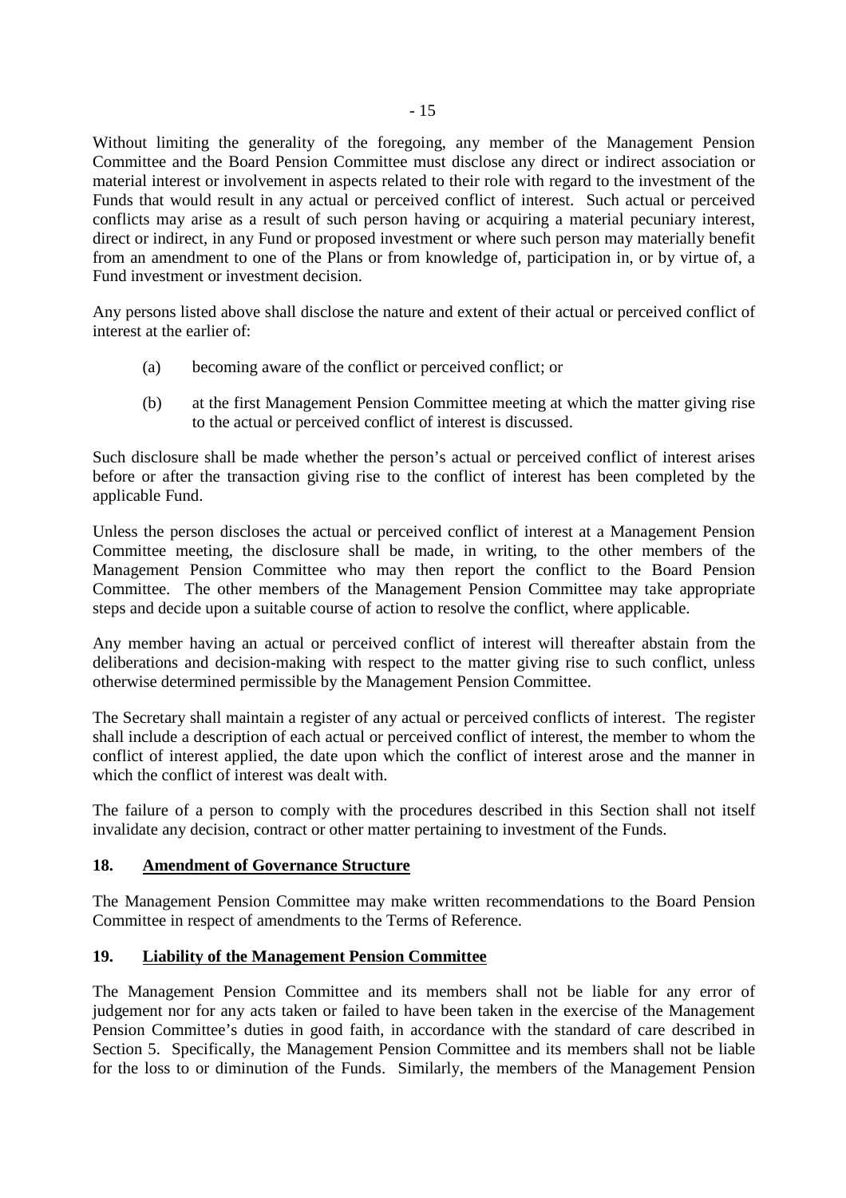Without limiting the generality of the foregoing, any member of the Management Pension Committee and the Board Pension Committee must disclose any direct or indirect association or material interest or involvement in aspects related to their role with regard to the investment of the Funds that would result in any actual or perceived conflict of interest. Such actual or perceived conflicts may arise as a result of such person having or acquiring a material pecuniary interest, direct or indirect, in any Fund or proposed investment or where such person may materially benefit from an amendment to one of the Plans or from knowledge of, participation in, or by virtue of, a Fund investment or investment decision.

Any persons listed above shall disclose the nature and extent of their actual or perceived conflict of interest at the earlier of:

(a) becoming aware of the conflict or perceived conflict; or

(b) at the first Management Pension Committee meeting at which the matter giving rise to the actual or perceived conflict of interest is discussed.

Such disclosure shall be made whether the person's actual or perceived conflict of interest arises before or after the transaction giving rise to the conflict of interest has been completed by the applicable Fund.

Unless the person discloses the actual or perceived conflict of interest at a Management Pension Committee meeting, the disclosure shall be made, in writing, to the other members of the Management Pension Committee who may then report the conflict to the Board Pension Committee. The other members of the Management Pension Committee may take appropriate steps and decide upon a suitable course of action to resolve the conflict, where applicable.

Any member having an actual or perceived conflict of interest will thereafter abstain from the deliberations and decision-making with respect to the matter giving rise to such conflict, unless otherwise determined permissible by the Management Pension Committee.

The Secretary shall maintain a register of any actual or perceived conflicts of interest. The register shall include a description of each actual or perceived conflict of interest, the member to whom the conflict of interest applied, the date upon which the conflict of interest arose and the manner in which the conflict of interest was dealt with.

The failure of a person to comply with the procedures described in this Section shall not itself invalidate any decision, contract or other matter pertaining to investment of the Funds.

## 18. Amendment of Governance Structure

The Management Pension Committee may make written recommendations to the Board Pension Committee in respect of amendments to the Terms of Reference.

## 19. Liability of the Management Pension Committee

The Management Pension Committee and its members shall not be liable for any error of judgement nor for any acts taken or failed to have been taken in the exercise of the Management Pension Committee's duties in good faith, in accordance with the standard of care described in Section 5. Specifically, the Management Pension Committee and its members shall not be liable for the loss to or diminution of the Funds. Similarly, the members of the Management Pension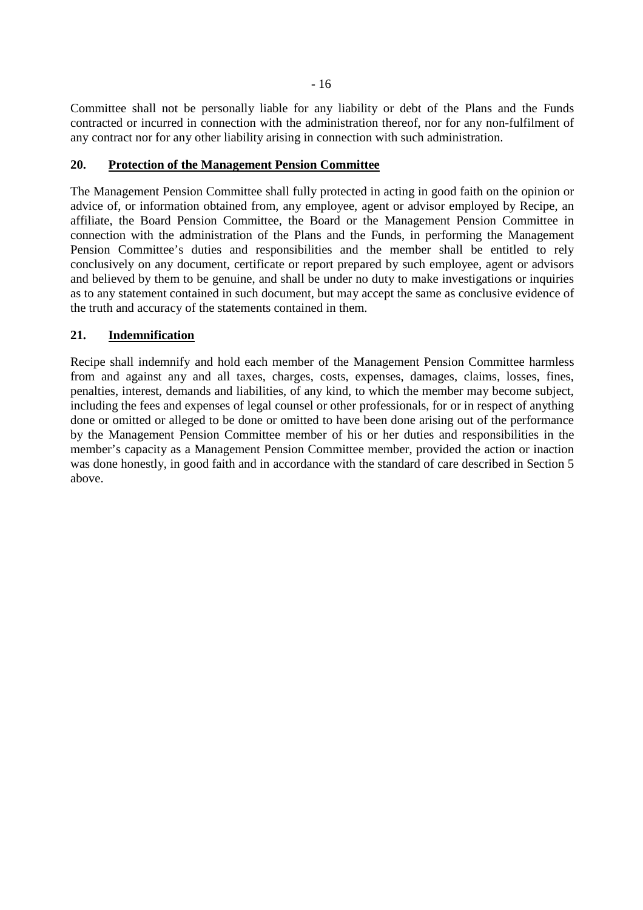Committee shall not be personally liable for any liability or debt of the Plans and the Funds contracted or incurred in connection with the administration thereof, nor for any non-fulfilment of any contract nor for any other liability arising in connection with such administration.

## 20. Protection of the Management Pension Committee

The Management Pension Committee shall fully protected in acting in good faith on the opinion or advice of, or information obtained from, any employee, agent or advisor employed by Recipe, an affiliate, the Board Pension Committee, the Board or the Management Pension Committee in connection with the administration of the Plans and the Funds, in performing the Management Pension Committee's duties and responsibilities and the member shall be entitled to rely conclusively on any document, certificate or report prepared by such employee, agent or advisors and believed by them to be genuine, and shall be under no duty to make investigations or inquiries as to any statement contained in such document, but may accept the same as conclusive evidence of the truth and accuracy of the statements contained in them.

## 21. Indemnification

Recipe shall indemnify and hold each member of the Management Pension Committee harmless from and against any and all taxes, charges, costs, expenses, damages, claims, losses, fines, penalties, interest, demands and liabilities, of any kind, to which the member may become subject, including the fees and expenses of legal counsel or other professionals, for or in respect of anything done or omitted or alleged to be done or omitted to have been done arising out of the performance by the Management Pension Committee member of his or her duties and responsibilities in the member's capacity as a Management Pension Committee member, provided the action or inaction was done honestly, in good faith and in accordance with the standard of care described in Section 5 above.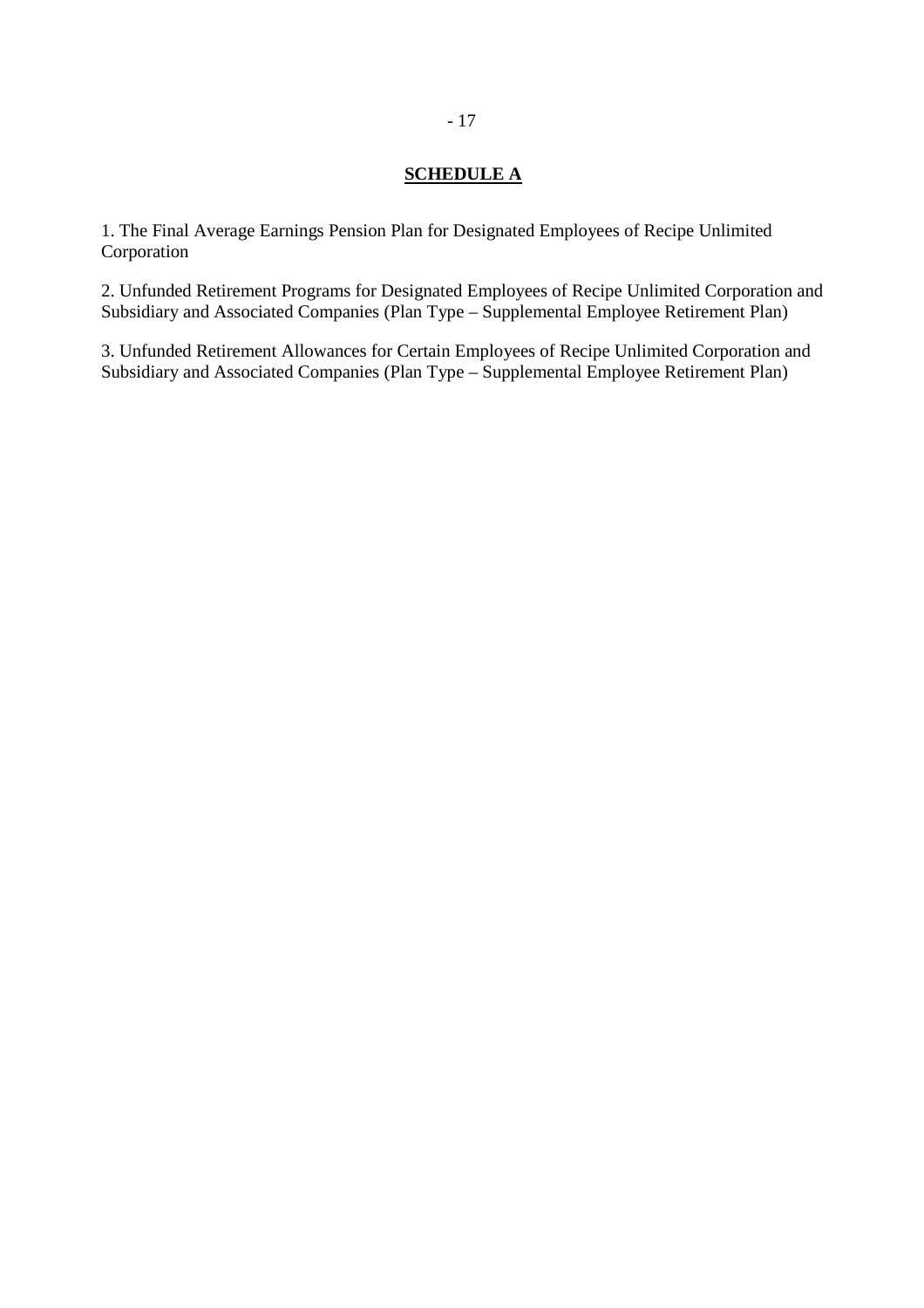**SCHEDULE A**

1. The Final Average Earnings Pension Plan for Designated Employees of Recipe Unlimited Corporation

2. Unfunded Retirement Programs for Designated Employees of Recipe Unlimited Corporation and Subsidiary and Associated Companies (Plan Type – Supplemental Employee Retirement Plan)

3. Unfunded Retirement Allowances for Certain Employees of Recipe Unlimited Corporation and Subsidiary and Associated Companies (Plan Type – Supplemental Employee Retirement Plan)